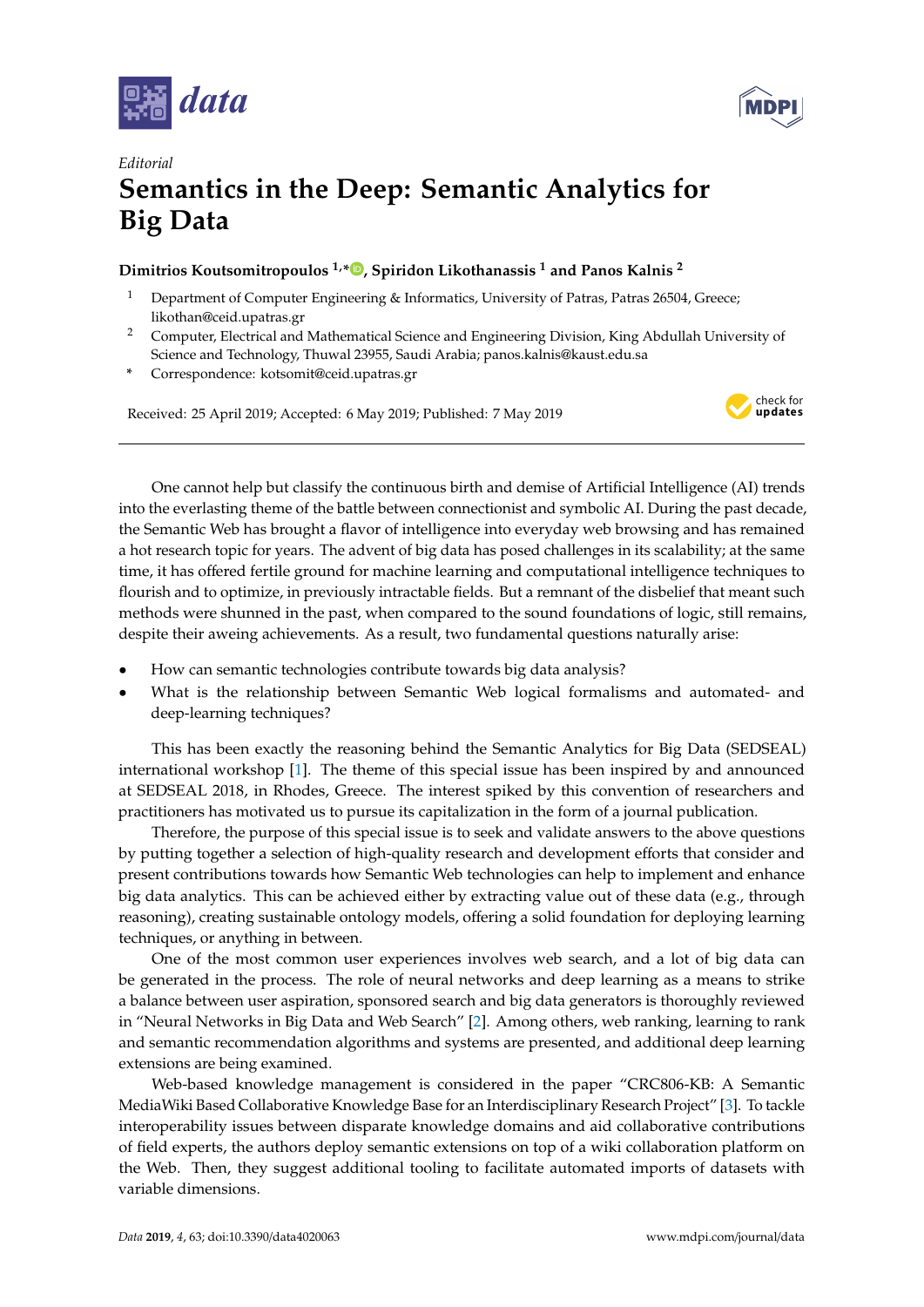*Editorial*

# Semantics in the Deep: Semantic Analytics for Big Data

**Dimitrios Koutsomitropoulos [1,*], Spiridon Likothanassis [1] and Panos Kalnis [2]**

[1] Department of Computer Engineering & Informatics, University of Patras, Patras 26504, Greece; likothan@ceid.upatras.gr

[2] Computer, Electrical and Mathematical Science and Engineering Division, King Abdullah University of Science and Technology, Thuwal 23955, Saudi Arabia; panos.kalnis@kaust.edu.sa

[*] Correspondence: kotsomit@ceid.upatras.gr

Received: 25 April 2019; Accepted: 6 May 2019; Published: 7 May 2019

---

One cannot help but classify the continuous birth and demise of Artificial Intelligence (AI) trends into the everlasting theme of the battle between connectionist and symbolic AI. During the past decade, the Semantic Web has brought a flavor of intelligence into everyday web browsing and has remained a hot research topic for years. The advent of big data has posed challenges in its scalability; at the same time, it has offered fertile ground for machine learning and computational intelligence techniques to flourish and to optimize, in previously intractable fields. But a remnant of the disbelief that meant such methods were shunned in the past, when compared to the sound foundations of logic, still remains, despite their aweing achievements. As a result, two fundamental questions naturally arise:

- How can semantic technologies contribute towards big data analysis?
- What is the relationship between Semantic Web logical formalisms and automated- and deep-learning techniques?

This has been exactly the reasoning behind the Semantic Analytics for Big Data (SEDSEAL) international workshop [1]. The theme of this special issue has been inspired by and announced at SEDSEAL 2018, in Rhodes, Greece. The interest spiked by this convention of researchers and practitioners has motivated us to pursue its capitalization in the form of a journal publication.

Therefore, the purpose of this special issue is to seek and validate answers to the above questions by putting together a selection of high-quality research and development efforts that consider and present contributions towards how Semantic Web technologies can help to implement and enhance big data analytics. This can be achieved either by extracting value out of these data (e.g., through reasoning), creating sustainable ontology models, offering a solid foundation for deploying learning techniques, or anything in between.

One of the most common user experiences involves web search, and a lot of big data can be generated in the process. The role of neural networks and deep learning as a means to strike a balance between user aspiration, sponsored search and big data generators is thoroughly reviewed in "Neural Networks in Big Data and Web Search" [2]. Among others, web ranking, learning to rank and semantic recommendation algorithms and systems are presented, and additional deep learning extensions are being examined.

Web-based knowledge management is considered in the paper "CRC806-KB: A Semantic MediaWiki Based Collaborative Knowledge Base for an Interdisciplinary Research Project" [3]. To tackle interoperability issues between disparate knowledge domains and aid collaborative contributions of field experts, the authors deploy semantic extensions on top of a wiki collaboration platform on the Web. Then, they suggest additional tooling to facilitate automated imports of datasets with variable dimensions.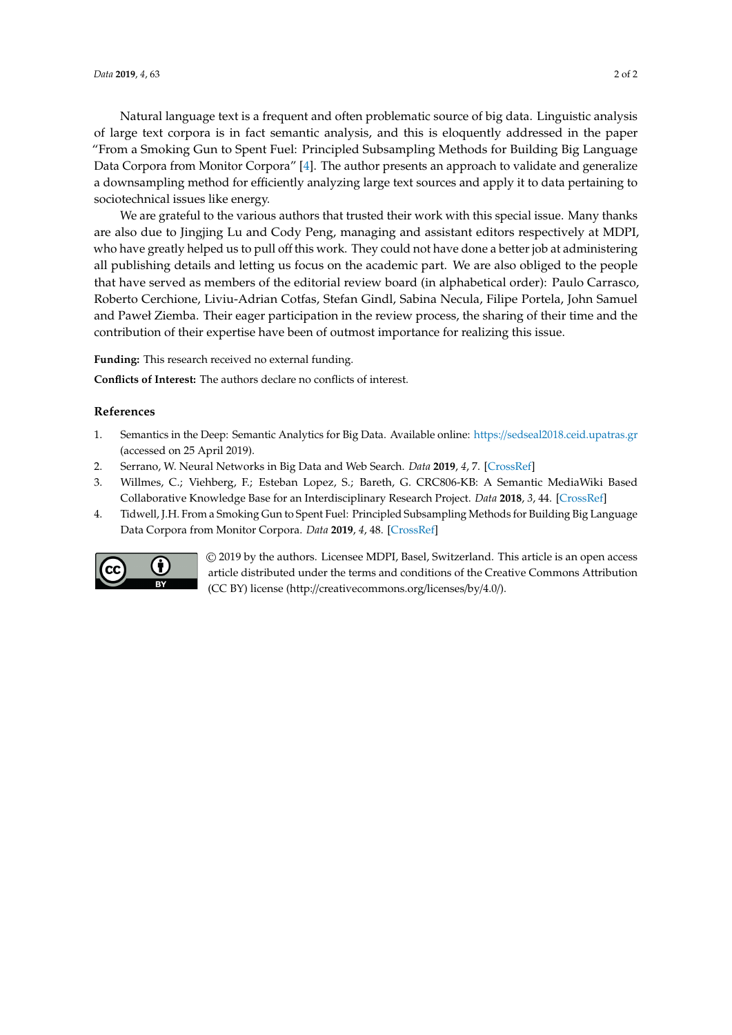Natural language text is a frequent and often problematic source of big data. Linguistic analysis of large text corpora is in fact semantic analysis, and this is eloquently addressed in the paper "From a Smoking Gun to Spent Fuel: Principled Subsampling Methods for Building Big Language Data Corpora from Monitor Corpora" [4]. The author presents an approach to validate and generalize a downsampling method for efficiently analyzing large text sources and apply it to data pertaining to sociotechnical issues like energy.

We are grateful to the various authors that trusted their work with this special issue. Many thanks are also due to Jingjing Lu and Cody Peng, managing and assistant editors respectively at MDPI, who have greatly helped us to pull off this work. They could not have done a better job at administering all publishing details and letting us focus on the academic part. We are also obliged to the people that have served as members of the editorial review board (in alphabetical order): Paulo Carrasco, Roberto Cerchione, Liviu-Adrian Cotfas, Stefan Gindl, Sabina Necula, Filipe Portela, John Samuel and Paweł Ziemba. Their eager participation in the review process, the sharing of their time and the contribution of their expertise have been of outmost importance for realizing this issue.

**Funding:** This research received no external funding.

**Conflicts of Interest:** The authors declare no conflicts of interest.

## References

1. Semantics in the Deep: Semantic Analytics for Big Data. Available online: https://sedseal2018.ceid.upatras.gr (accessed on 25 April 2019).
2. Serrano, W. Neural Networks in Big Data and Web Search. *Data* **2019**, *4*, 7. [CrossRef]
3. Willmes, C.; Viehberg, F.; Esteban Lopez, S.; Bareth, G. CRC806-KB: A Semantic MediaWiki Based Collaborative Knowledge Base for an Interdisciplinary Research Project. *Data* **2018**, *3*, 44. [CrossRef]
4. Tidwell, J.H. From a Smoking Gun to Spent Fuel: Principled Subsampling Methods for Building Big Language Data Corpora from Monitor Corpora. *Data* **2019**, *4*, 48. [CrossRef]

© 2019 by the authors. Licensee MDPI, Basel, Switzerland. This article is an open access article distributed under the terms and conditions of the Creative Commons Attribution (CC BY) license (http://creativecommons.org/licenses/by/4.0/).